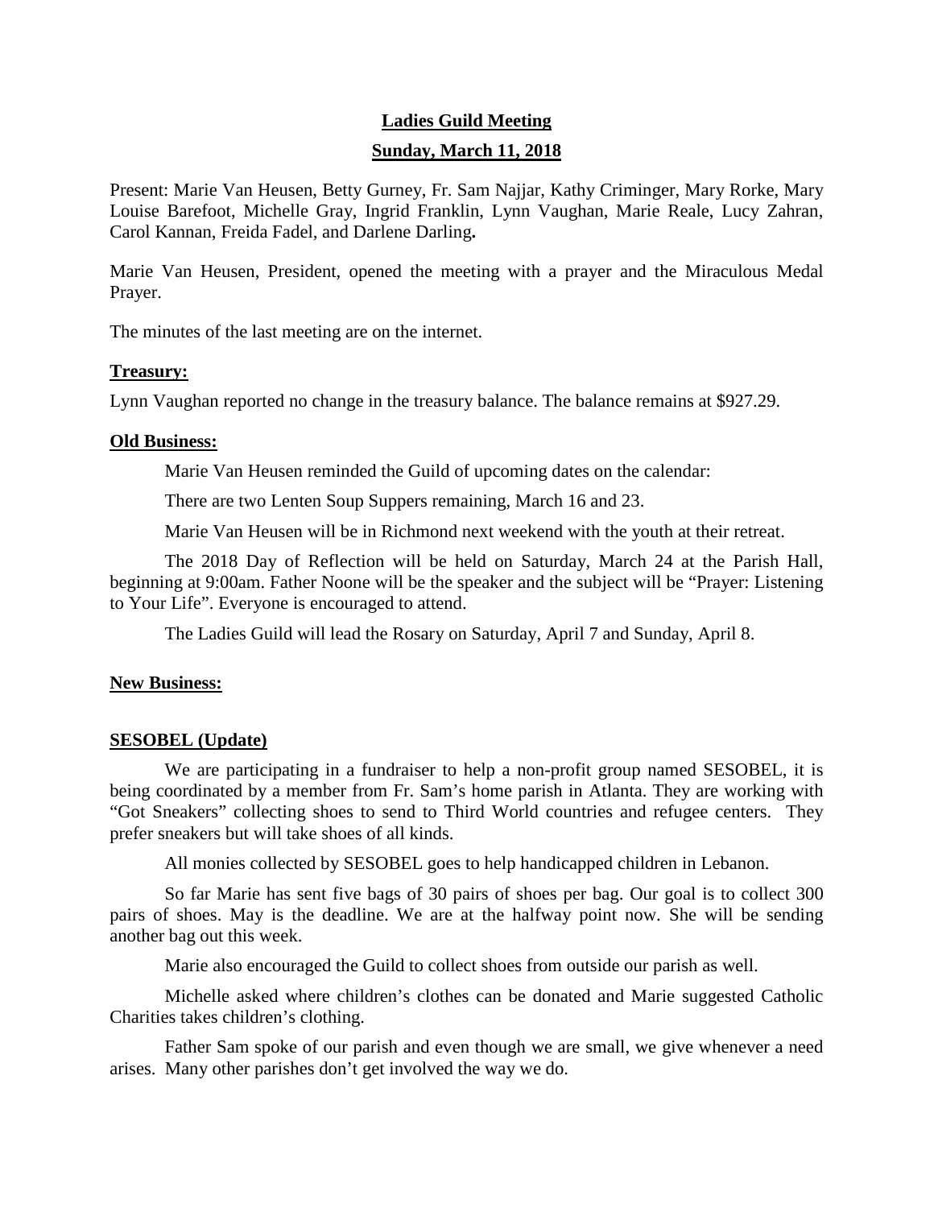# Ladies Guild Meeting

## Sunday, March 11, 2018

Present: Marie Van Heusen, Betty Gurney, Fr. Sam Najjar, Kathy Criminger, Mary Rorke, Mary Louise Barefoot, Michelle Gray, Ingrid Franklin, Lynn Vaughan, Marie Reale, Lucy Zahran, Carol Kannan, Freida Fadel, and Darlene Darling**.**

Marie Van Heusen, President, opened the meeting with a prayer and the Miraculous Medal Prayer.

The minutes of the last meeting are on the internet.

### Treasury:

Lynn Vaughan reported no change in the treasury balance. The balance remains at $927.29.

### Old Business:

Marie Van Heusen reminded the Guild of upcoming dates on the calendar:

There are two Lenten Soup Suppers remaining, March 16 and 23.

Marie Van Heusen will be in Richmond next weekend with the youth at their retreat.

The 2018 Day of Reflection will be held on Saturday, March 24 at the Parish Hall, beginning at 9:00am. Father Noone will be the speaker and the subject will be "Prayer: Listening to Your Life". Everyone is encouraged to attend.

The Ladies Guild will lead the Rosary on Saturday, April 7 and Sunday, April 8.

### New Business:

### SESOBEL (Update)

We are participating in a fundraiser to help a non-profit group named SESOBEL, it is being coordinated by a member from Fr. Sam's home parish in Atlanta. They are working with "Got Sneakers" collecting shoes to send to Third World countries and refugee centers. They prefer sneakers but will take shoes of all kinds.

All monies collected by SESOBEL goes to help handicapped children in Lebanon.

So far Marie has sent five bags of 30 pairs of shoes per bag. Our goal is to collect 300 pairs of shoes. May is the deadline. We are at the halfway point now. She will be sending another bag out this week.

Marie also encouraged the Guild to collect shoes from outside our parish as well.

Michelle asked where children's clothes can be donated and Marie suggested Catholic Charities takes children's clothing.

Father Sam spoke of our parish and even though we are small, we give whenever a need arises. Many other parishes don't get involved the way we do.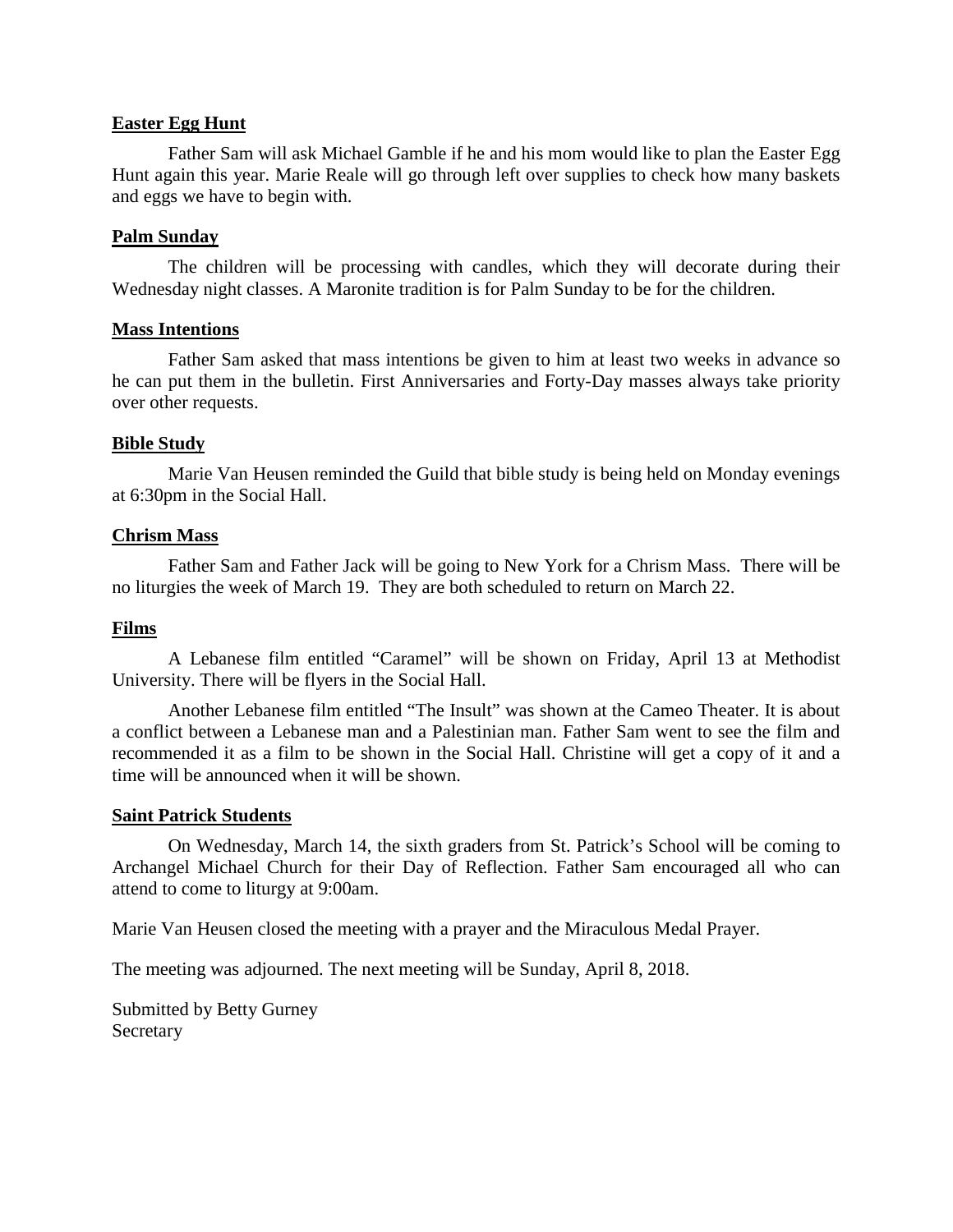**Easter Egg Hunt**

Father Sam will ask Michael Gamble if he and his mom would like to plan the Easter Egg Hunt again this year. Marie Reale will go through left over supplies to check how many baskets and eggs we have to begin with.

**Palm Sunday**

The children will be processing with candles, which they will decorate during their Wednesday night classes. A Maronite tradition is for Palm Sunday to be for the children.

**Mass Intentions**

Father Sam asked that mass intentions be given to him at least two weeks in advance so he can put them in the bulletin. First Anniversaries and Forty-Day masses always take priority over other requests.

**Bible Study**

Marie Van Heusen reminded the Guild that bible study is being held on Monday evenings at 6:30pm in the Social Hall.

**Chrism Mass**

Father Sam and Father Jack will be going to New York for a Chrism Mass. There will be no liturgies the week of March 19. They are both scheduled to return on March 22.

**Films**

A Lebanese film entitled "Caramel" will be shown on Friday, April 13 at Methodist University. There will be flyers in the Social Hall.

Another Lebanese film entitled "The Insult" was shown at the Cameo Theater. It is about a conflict between a Lebanese man and a Palestinian man. Father Sam went to see the film and recommended it as a film to be shown in the Social Hall. Christine will get a copy of it and a time will be announced when it will be shown.

**Saint Patrick Students**

On Wednesday, March 14, the sixth graders from St. Patrick's School will be coming to Archangel Michael Church for their Day of Reflection. Father Sam encouraged all who can attend to come to liturgy at 9:00am.

Marie Van Heusen closed the meeting with a prayer and the Miraculous Medal Prayer.

The meeting was adjourned. The next meeting will be Sunday, April 8, 2018.

Submitted by Betty Gurney
Secretary